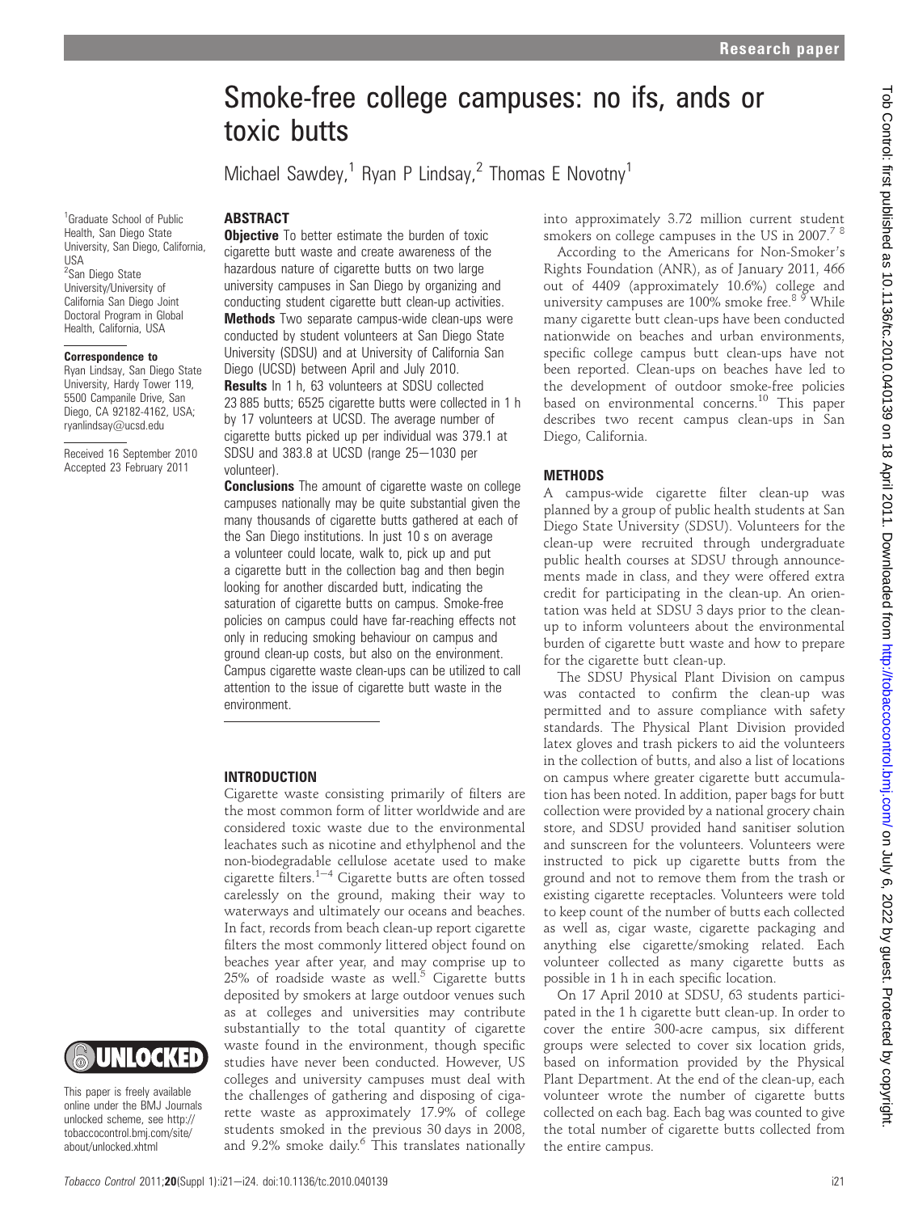# Smoke-free college campuses: no ifs, ands or toxic butts

Michael Sawdey,[1] Ryan P Lindsay,[2] Thomas E Novotny[1]

[1]Graduate School of Public Health, San Diego State University, San Diego, California, USA
[2]San Diego State University/University of California San Diego Joint Doctoral Program in Global Health, California, USA

**Correspondence to**
Ryan Lindsay, San Diego State University, Hardy Tower 119, 5500 Campanile Drive, San Diego, CA 92182-4162, USA; ryanlindsay@ucsd.edu

Received 16 September 2010
Accepted 23 February 2011

This paper is freely available online under the BMJ Journals unlocked scheme, see http://tobaccocontrol.bmj.com/site/about/unlocked.xhtml

## ABSTRACT

**Objective** To better estimate the burden of toxic cigarette butt waste and create awareness of the hazardous nature of cigarette butts on two large university campuses in San Diego by organizing and conducting student cigarette butt clean-up activities.

**Methods** Two separate campus-wide clean-ups were conducted by student volunteers at San Diego State University (SDSU) and at University of California San Diego (UCSD) between April and July 2010.

**Results** In 1 h, 63 volunteers at SDSU collected 23 885 butts; 6525 cigarette butts were collected in 1 h by 17 volunteers at UCSD. The average number of cigarette butts picked up per individual was 379.1 at SDSU and 383.8 at UCSD (range 25–1030 per volunteer).

**Conclusions** The amount of cigarette waste on college campuses nationally may be quite substantial given the many thousands of cigarette butts gathered at each of the San Diego institutions. In just 10 s on average a volunteer could locate, walk to, pick up and put a cigarette butt in the collection bag and then begin looking for another discarded butt, indicating the saturation of cigarette butts on campus. Smoke-free policies on campus could have far-reaching effects not only in reducing smoking behaviour on campus and ground clean-up costs, but also on the environment. Campus cigarette waste clean-ups can be utilized to call attention to the issue of cigarette butt waste in the environment.

## INTRODUCTION

Cigarette waste consisting primarily of filters are the most common form of litter worldwide and are considered toxic waste due to the environmental leachates such as nicotine and ethylphenol and the non-biodegradable cellulose acetate used to make cigarette filters.[1–4] Cigarette butts are often tossed carelessly on the ground, making their way to waterways and ultimately our oceans and beaches. In fact, records from beach clean-up report cigarette filters the most commonly littered object found on beaches year after year, and may comprise up to 25% of roadside waste as well.[5] Cigarette butts deposited by smokers at large outdoor venues such as at colleges and universities may contribute substantially to the total quantity of cigarette waste found in the environment, though specific studies have never been conducted. However, US colleges and university campuses must deal with the challenges of gathering and disposing of cigarette waste as approximately 17.9% of college students smoked in the previous 30 days in 2008, and 9.2% smoke daily.[6] This translates nationally into approximately 3.72 million current student smokers on college campuses in the US in 2007.[7 8]

According to the Americans for Non-Smoker's Rights Foundation (ANR), as of January 2011, 466 out of 4409 (approximately 10.6%) college and university campuses are 100% smoke free.[8 9] While many cigarette butt clean-ups have been conducted nationwide on beaches and urban environments, specific college campus butt clean-ups have not been reported. Clean-ups on beaches have led to the development of outdoor smoke-free policies based on environmental concerns.[10] This paper describes two recent campus clean-ups in San Diego, California.

## METHODS

A campus-wide cigarette filter clean-up was planned by a group of public health students at San Diego State University (SDSU). Volunteers for the clean-up were recruited through undergraduate public health courses at SDSU through announcements made in class, and they were offered extra credit for participating in the clean-up. An orientation was held at SDSU 3 days prior to the clean-up to inform volunteers about the environmental burden of cigarette butt waste and how to prepare for the cigarette butt clean-up.

The SDSU Physical Plant Division on campus was contacted to confirm the clean-up was permitted and to assure compliance with safety standards. The Physical Plant Division provided latex gloves and trash pickers to aid the volunteers in the collection of butts, and also a list of locations on campus where greater cigarette butt accumulation has been noted. In addition, paper bags for butt collection were provided by a national grocery chain store, and SDSU provided hand sanitiser solution and sunscreen for the volunteers. Volunteers were instructed to pick up cigarette butts from the ground and not to remove them from the trash or existing cigarette receptacles. Volunteers were told to keep count of the number of butts each collected as well as, cigar waste, cigarette packaging and anything else cigarette/smoking related. Each volunteer collected as many cigarette butts as possible in 1 h in each specific location.

On 17 April 2010 at SDSU, 63 students participated in the 1 h cigarette butt clean-up. In order to cover the entire 300-acre campus, six different groups were selected to cover six location grids, based on information provided by the Physical Plant Department. At the end of the clean-up, each volunteer wrote the number of cigarette butts collected on each bag. Each bag was counted to give the total number of cigarette butts collected from the entire campus.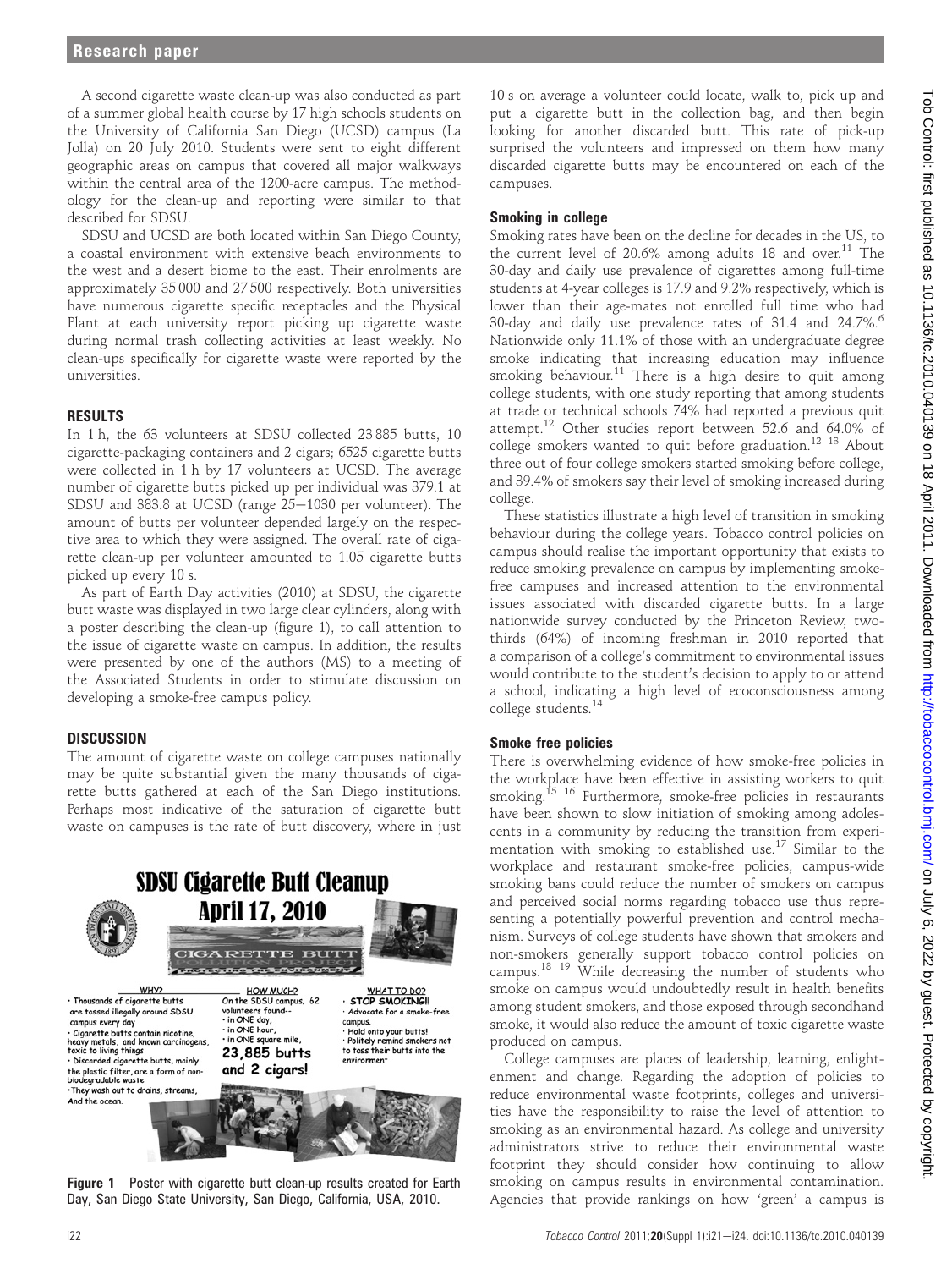A second cigarette waste clean-up was also conducted as part of a summer global health course by 17 high schools students on the University of California San Diego (UCSD) campus (La Jolla) on 20 July 2010. Students were sent to eight different geographic areas on campus that covered all major walkways within the central area of the 1200-acre campus. The methodology for the clean-up and reporting were similar to that described for SDSU.

SDSU and UCSD are both located within San Diego County, a coastal environment with extensive beach environments to the west and a desert biome to the east. Their enrolments are approximately 35 000 and 27 500 respectively. Both universities have numerous cigarette specific receptacles and the Physical Plant at each university report picking up cigarette waste during normal trash collecting activities at least weekly. No clean-ups specifically for cigarette waste were reported by the universities.

## RESULTS

In 1 h, the 63 volunteers at SDSU collected 23 885 butts, 10 cigarette-packaging containers and 2 cigars; 6525 cigarette butts were collected in 1 h by 17 volunteers at UCSD. The average number of cigarette butts picked up per individual was 379.1 at SDSU and 383.8 at UCSD (range 25–1030 per volunteer). The amount of butts per volunteer depended largely on the respective area to which they were assigned. The overall rate of cigarette clean-up per volunteer amounted to 1.05 cigarette butts picked up every 10 s.

As part of Earth Day activities (2010) at SDSU, the cigarette butt waste was displayed in two large clear cylinders, along with a poster describing the clean-up (figure 1), to call attention to the issue of cigarette waste on campus. In addition, the results were presented by one of the authors (MS) to a meeting of the Associated Students in order to stimulate discussion on developing a smoke-free campus policy.

## DISCUSSION

The amount of cigarette waste on college campuses nationally may be quite substantial given the many thousands of cigarette butts gathered at each of the San Diego institutions. Perhaps most indicative of the saturation of cigarette butt waste on campuses is the rate of butt discovery, where in just 10 s on average a volunteer could locate, walk to, pick up and put a cigarette butt in the collection bag, and then begin looking for another discarded butt. This rate of pick-up surprised the volunteers and impressed on them how many discarded cigarette butts may be encountered on each of the campuses.

**Figure 1** Poster with cigarette butt clean-up results created for Earth Day, San Diego State University, San Diego, California, USA, 2010.

### Smoking in college

Smoking rates have been on the decline for decades in the US, to the current level of 20.6% among adults 18 and over.[11] The 30-day and daily use prevalence of cigarettes among full-time students at 4-year colleges is 17.9 and 9.2% respectively, which is lower than their age-mates not enrolled full time who had 30-day and daily use prevalence rates of 31.4 and 24.7%.[6] Nationwide only 11.1% of those with an undergraduate degree smoke indicating that increasing education may influence smoking behaviour.[11] There is a high desire to quit among college students, with one study reporting that among students at trade or technical schools 74% had reported a previous quit attempt.[12] Other studies report between 52.6 and 64.0% of college smokers wanted to quit before graduation.[12,13] About three out of four college smokers started smoking before college, and 39.4% of smokers say their level of smoking increased during college.

These statistics illustrate a high level of transition in smoking behaviour during the college years. Tobacco control policies on campus should realise the important opportunity that exists to reduce smoking prevalence on campus by implementing smoke-free campuses and increased attention to the environmental issues associated with discarded cigarette butts. In a large nationwide survey conducted by the Princeton Review, two-thirds (64%) of incoming freshman in 2010 reported that a comparison of a college's commitment to environmental issues would contribute to the student's decision to apply to or attend a school, indicating a high level of ecoconsciousness among college students.[14]

### Smoke free policies

There is overwhelming evidence of how smoke-free policies in the workplace have been effective in assisting workers to quit smoking.[15,16] Furthermore, smoke-free policies in restaurants have been shown to slow initiation of smoking among adolescents in a community by reducing the transition from experimentation with smoking to established use.[17] Similar to the workplace and restaurant smoke-free policies, campus-wide smoking bans could reduce the number of smokers on campus and perceived social norms regarding tobacco use thus representing a potentially powerful prevention and control mechanism. Surveys of college students have shown that smokers and non-smokers generally support tobacco control policies on campus.[18,19] While decreasing the number of students who smoke on campus would undoubtedly result in health benefits among student smokers, and those exposed through secondhand smoke, it would also reduce the amount of toxic cigarette waste produced on campus.

College campuses are places of leadership, learning, enlightenment and change. Regarding the adoption of policies to reduce environmental waste footprints, colleges and universities have the responsibility to raise the level of attention to smoking as an environmental hazard. As college and university administrators strive to reduce their environmental waste footprint they should consider how continuing to allow smoking on campus results in environmental contamination. Agencies that provide rankings on how 'green' a campus is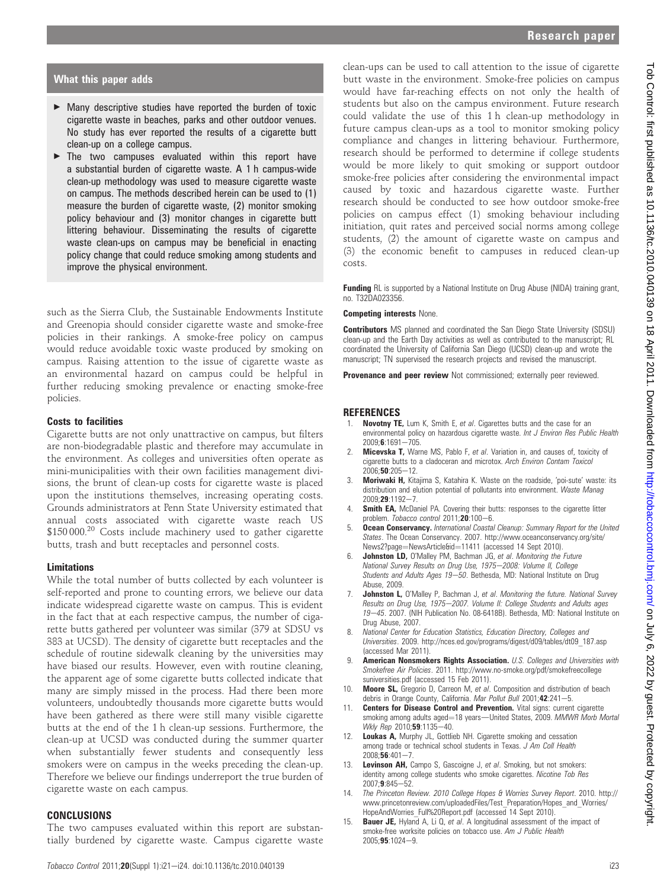## What this paper adds

- Many descriptive studies have reported the burden of toxic cigarette waste in beaches, parks and other outdoor venues. No study has ever reported the results of a cigarette butt clean-up on a college campus.
- The two campuses evaluated within this report have a substantial burden of cigarette waste. A 1 h campus-wide clean-up methodology was used to measure cigarette waste on campus. The methods described herein can be used to (1) measure the burden of cigarette waste, (2) monitor smoking policy behaviour and (3) monitor changes in cigarette butt littering behaviour. Disseminating the results of cigarette waste clean-ups on campus may be beneficial in enacting policy change that could reduce smoking among students and improve the physical environment.

such as the Sierra Club, the Sustainable Endowments Institute and Greenopia should consider cigarette waste and smoke-free policies in their rankings. A smoke-free policy on campus would reduce avoidable toxic waste produced by smoking on campus. Raising attention to the issue of cigarette waste as an environmental hazard on campus could be helpful in further reducing smoking prevalence or enacting smoke-free policies.

### Costs to facilities

Cigarette butts are not only unattractive on campus, but filters are non-biodegradable plastic and therefore may accumulate in the environment. As colleges and universities often operate as mini-municipalities with their own facilities management divisions, the brunt of clean-up costs for cigarette waste is placed upon the institutions themselves, increasing operating costs. Grounds administrators at Penn State University estimated that annual costs associated with cigarette waste reach US \$150 000.[20] Costs include machinery used to gather cigarette butts, trash and butt receptacles and personnel costs.

### Limitations

While the total number of butts collected by each volunteer is self-reported and prone to counting errors, we believe our data indicate widespread cigarette waste on campus. This is evident in the fact that at each respective campus, the number of cigarette butts gathered per volunteer was similar (379 at SDSU vs 383 at UCSD). The density of cigarette butt receptacles and the schedule of routine sidewalk cleaning by the universities may have biased our results. However, even with routine cleaning, the apparent age of some cigarette butts collected indicate that many are simply missed in the process. Had there been more volunteers, undoubtedly thousands more cigarette butts would have been gathered as there were still many visible cigarette butts at the end of the 1 h clean-up sessions. Furthermore, the clean-up at UCSD was conducted during the summer quarter when substantially fewer students and consequently less smokers were on campus in the weeks preceding the clean-up. Therefore we believe our findings underreport the true burden of cigarette waste on each campus.

## CONCLUSIONS

The two campuses evaluated within this report are substantially burdened by cigarette waste. Campus cigarette waste clean-ups can be used to call attention to the issue of cigarette butt waste in the environment. Smoke-free policies on campus would have far-reaching effects on not only the health of students but also on the campus environment. Future research could validate the use of this 1 h clean-up methodology in future campus clean-ups as a tool to monitor smoking policy compliance and changes in littering behaviour. Furthermore, research should be performed to determine if college students would be more likely to quit smoking or support outdoor smoke-free policies after considering the environmental impact caused by toxic and hazardous cigarette waste. Further research should be conducted to see how outdoor smoke-free policies on campus effect (1) smoking behaviour including initiation, quit rates and perceived social norms among college students, (2) the amount of cigarette waste on campus and (3) the economic benefit to campuses in reduced clean-up costs.

**Funding** RL is supported by a National Institute on Drug Abuse (NIDA) training grant, no. T32DA023356.

**Competing interests** None.

**Contributors** MS planned and coordinated the San Diego State University (SDSU) clean-up and the Earth Day activities as well as contributed to the manuscript; RL coordinated the University of California San Diego (UCSD) clean-up and wrote the manuscript; TN supervised the research projects and revised the manuscript.

**Provenance and peer review** Not commissioned; externally peer reviewed.

## REFERENCES

1. **Novotny TE,** Lum K, Smith E, *et al*. Cigarettes butts and the case for an environmental policy on hazardous cigarette waste. *Int J Environ Res Public Health* 2009;**6**:1691–705.
2. **Micevska T,** Warne MS, Pablo F, *et al*. Variation in, and causes of, toxicity of cigarette butts to a cladoceran and microtox. *Arch Environ Contam Toxicol* 2006;**50**:205–12.
3. **Moriwaki H,** Kitajima S, Katahira K. Waste on the roadside, 'poi-sute' waste: its distribution and elution potential of pollutants into environment. *Waste Manag* 2009;**29**:1192–7.
4. **Smith EA,** McDaniel PA. Covering their butts: responses to the cigarette litter problem. *Tobacco control* 2011;**20**:100–6.
5. **Ocean Conservancy.** *International Coastal Cleanup: Summary Report for the United States*. The Ocean Conservancy. 2007. http://www.oceanconservancy.org/site/News2?page=NewsArticle&id=11411 (accessed 14 Sept 2010).
6. **Johnston LD,** O'Malley PM, Bachman JG, *et al*. *Monitoring the Future National Survey Results on Drug Use, 1975–2008: Volume II, College Students and Adults Ages 19–50*. Bethesda, MD: National Institute on Drug Abuse, 2009.
7. **Johnston L,** O'Malley P, Bachman J, *et al*. *Monitoring the future. National Survey Results on Drug Use, 1975–2007. Volume II: College Students and Adults ages 19–45*. 2007. (NIH Publication No. 08-6418B). Bethesda, MD: National Institute on Drug Abuse, 2007.
8. *National Center for Education Statistics, Education Directory, Colleges and Universities*. 2009. http://nces.ed.gov/programs/digest/d09/tables/dt09_187.asp (accessed Mar 2011).
9. **American Nonsmokers Rights Association.** *U.S. Colleges and Universities with Smokefree Air Policies*. 2011. http://www.no-smoke.org/pdf/smokefreecollegesuniversities.pdf (accessed 15 Feb 2011).
10. **Moore SL,** Gregorio D, Carreon M, *et al*. Composition and distribution of beach debris in Orange County, California. *Mar Pollut Bull* 2001;**42**:241–5.
11. **Centers for Disease Control and Prevention.** Vital signs: current cigarette smoking among adults aged=18 years—United States, 2009. *MMWR Morb Mortal Wkly Rep* 2010;**59**:1135–40.
12. **Loukas A,** Murphy JL, Gottlieb NH. Cigarette smoking and cessation among trade or technical school students in Texas. *J Am Coll Health* 2008;**56**:401–7.
13. **Levinson AH,** Campo S, Gascoigne J, *et al*. Smoking, but not smokers: identity among college students who smoke cigarettes. *Nicotine Tob Res* 2007;**9**:845–52.
14. *The Princeton Review. 2010 College Hopes & Worries Survey Report*. 2010. http://www.princetonreview.com/uploadedFiles/Test_Preparation/Hopes_and_Worries/HopeAndWorries_Full%20Report.pdf (accessed 14 Sept 2010).
15. **Bauer JE,** Hyland A, Li Q, *et al*. A longitudinal assessment of the impact of smoke-free worksite policies on tobacco use. *Am J Public Health* 2005;**95**:1024–9.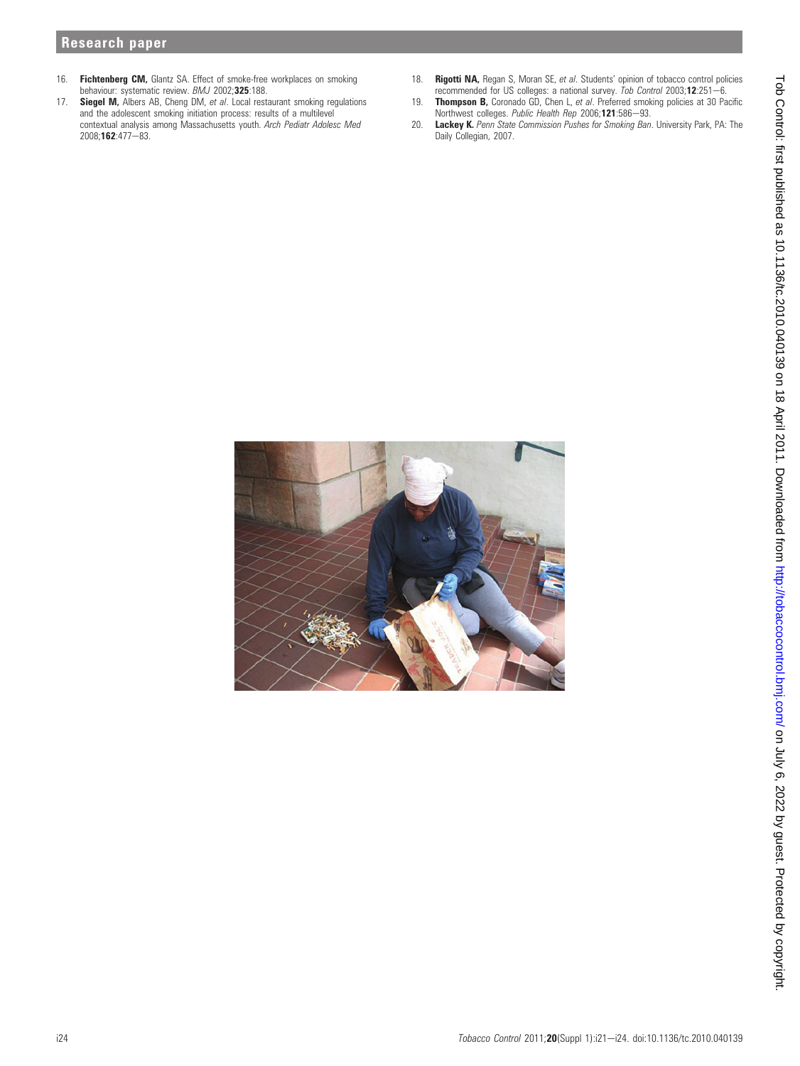16. **Fichtenberg CM,** Glantz SA. Effect of smoke-free workplaces on smoking behaviour: systematic review. *BMJ* 2002;**325**:188.
17. **Siegel M,** Albers AB, Cheng DM, *et al*. Local restaurant smoking regulations and the adolescent smoking initiation process: results of a multilevel contextual analysis among Massachusetts youth. *Arch Pediatr Adolesc Med* 2008;**162**:477−83.
18. **Rigotti NA,** Regan S, Moran SE, *et al*. Students' opinion of tobacco control policies recommended for US colleges: a national survey. *Tob Control* 2003;**12**:251−6.
19. **Thompson B,** Coronado GD, Chen L, *et al*. Preferred smoking policies at 30 Pacific Northwest colleges. *Public Health Rep* 2006;**121**:586−93.
20. **Lackey K.** *Penn State Commission Pushes for Smoking Ban*. University Park, PA: The Daily Collegian, 2007.